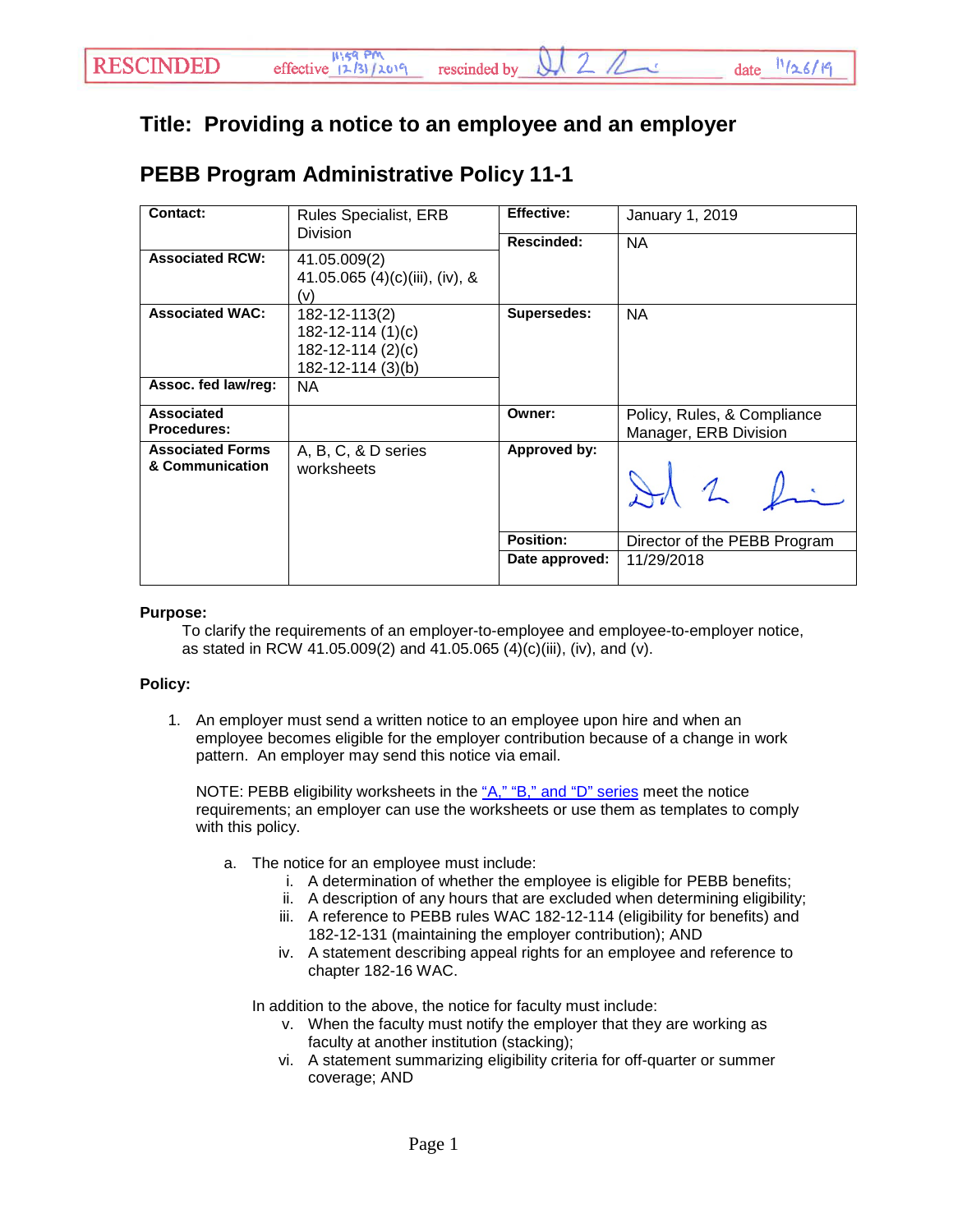RESCINDED effective 11:59 PM 12/31/2019 rescinded by [signature] date 11/26/19

# Title: Providing a notice to an employee and an employer

## PEBB Program Administrative Policy 11-1

| Contact: | Rules Specialist, ERB Division | Effective: | January 1, 2019 |
|---|---|---|---|
| Associated RCW: | 41.05.009(2) 41.05.065 (4)(c)(iii), (iv), & (v) | Rescinded: | NA |
| Associated WAC: | 182-12-113(2) 182-12-114 (1)(c) 182-12-114 (2)(c) 182-12-114 (3)(b) | Supersedes: | NA |
| Assoc. fed law/reg: | NA | | |
| Associated Procedures: | | Owner: | Policy, Rules, & Compliance Manager, ERB Division |
| Associated Forms & Communication | A, B, C, & D series worksheets | Approved by: | [signature] |
| | | Position: | Director of the PEBB Program |
| | | Date approved: | 11/29/2018 |

**Purpose:**

To clarify the requirements of an employer-to-employee and employee-to-employer notice, as stated in RCW 41.05.009(2) and 41.05.065 (4)(c)(iii), (iv), and (v).

**Policy:**

1. An employer must send a written notice to an employee upon hire and when an employee becomes eligible for the employer contribution because of a change in work pattern. An employer may send this notice via email.

   NOTE: PEBB eligibility worksheets in the "A," "B," and "D" series meet the notice requirements; an employer can use the worksheets or use them as templates to comply with this policy.

   a. The notice for an employee must include:
      i. A determination of whether the employee is eligible for PEBB benefits;
      ii. A description of any hours that are excluded when determining eligibility;
      iii. A reference to PEBB rules WAC 182-12-114 (eligibility for benefits) and 182-12-131 (maintaining the employer contribution); AND
      iv. A statement describing appeal rights for an employee and reference to chapter 182-16 WAC.

      In addition to the above, the notice for faculty must include:
      v. When the faculty must notify the employer that they are working as faculty at another institution (stacking);
      vi. A statement summarizing eligibility criteria for off-quarter or summer coverage; AND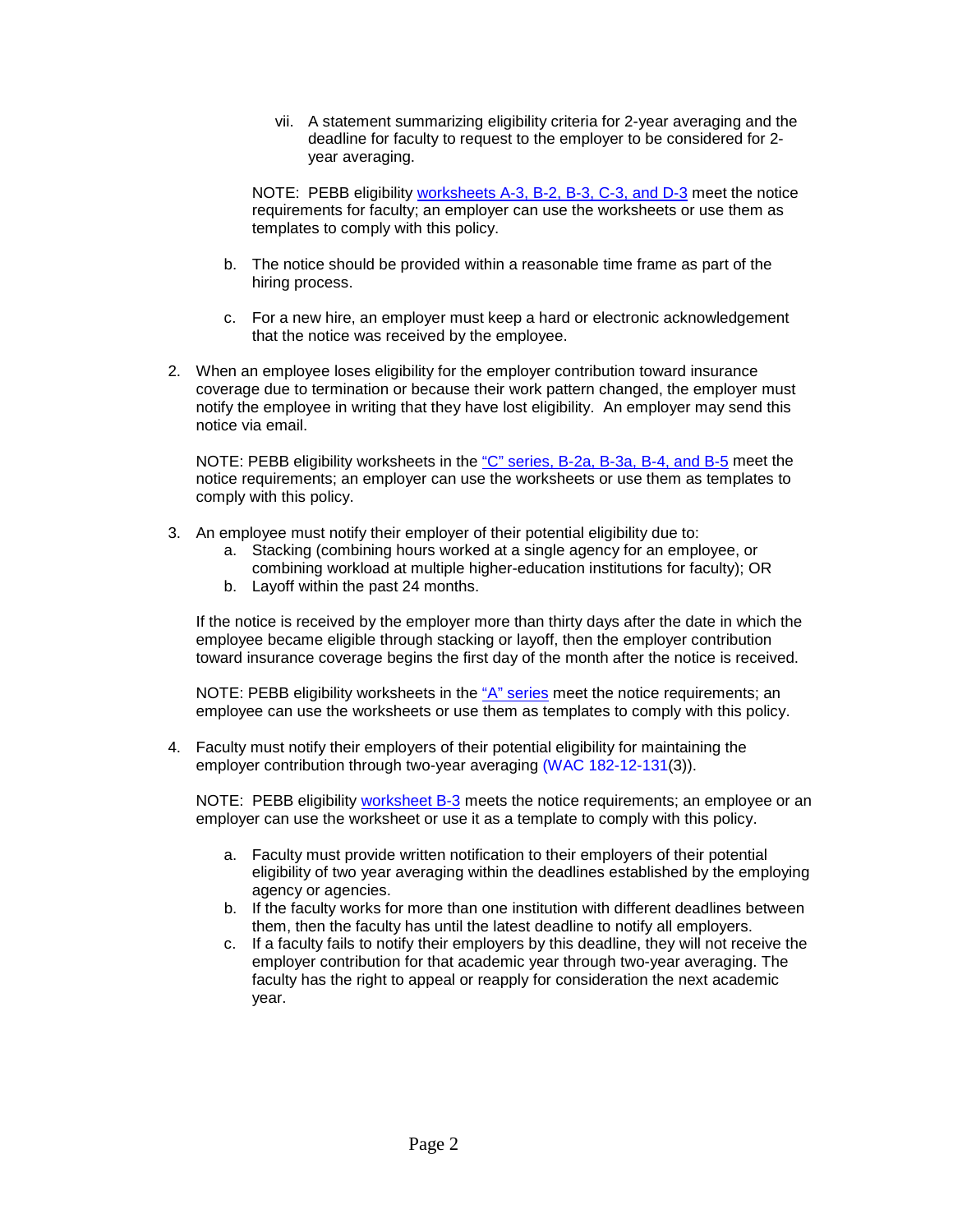vii. A statement summarizing eligibility criteria for 2-year averaging and the deadline for faculty to request to the employer to be considered for 2-year averaging.

   NOTE: PEBB eligibility worksheets A-3, B-2, B-3, C-3, and D-3 meet the notice requirements for faculty; an employer can use the worksheets or use them as templates to comply with this policy.

   b. The notice should be provided within a reasonable time frame as part of the hiring process.

   c. For a new hire, an employer must keep a hard or electronic acknowledgement that the notice was received by the employee.

2. When an employee loses eligibility for the employer contribution toward insurance coverage due to termination or because their work pattern changed, the employer must notify the employee in writing that they have lost eligibility. An employer may send this notice via email.

   NOTE: PEBB eligibility worksheets in the "C" series, B-2a, B-3a, B-4, and B-5 meet the notice requirements; an employer can use the worksheets or use them as templates to comply with this policy.

3. An employee must notify their employer of their potential eligibility due to:
   a. Stacking (combining hours worked at a single agency for an employee, or combining workload at multiple higher-education institutions for faculty); OR
   b. Layoff within the past 24 months.

   If the notice is received by the employer more than thirty days after the date in which the employee became eligible through stacking or layoff, then the employer contribution toward insurance coverage begins the first day of the month after the notice is received.

   NOTE: PEBB eligibility worksheets in the "A" series meet the notice requirements; an employee can use the worksheets or use them as templates to comply with this policy.

4. Faculty must notify their employers of their potential eligibility for maintaining the employer contribution through two-year averaging (WAC 182-12-131(3)).

   NOTE: PEBB eligibility worksheet B-3 meets the notice requirements; an employee or an employer can use the worksheet or use it as a template to comply with this policy.

   a. Faculty must provide written notification to their employers of their potential eligibility of two year averaging within the deadlines established by the employing agency or agencies.
   b. If the faculty works for more than one institution with different deadlines between them, then the faculty has until the latest deadline to notify all employers.
   c. If a faculty fails to notify their employers by this deadline, they will not receive the employer contribution for that academic year through two-year averaging. The faculty has the right to appeal or reapply for consideration the next academic year.